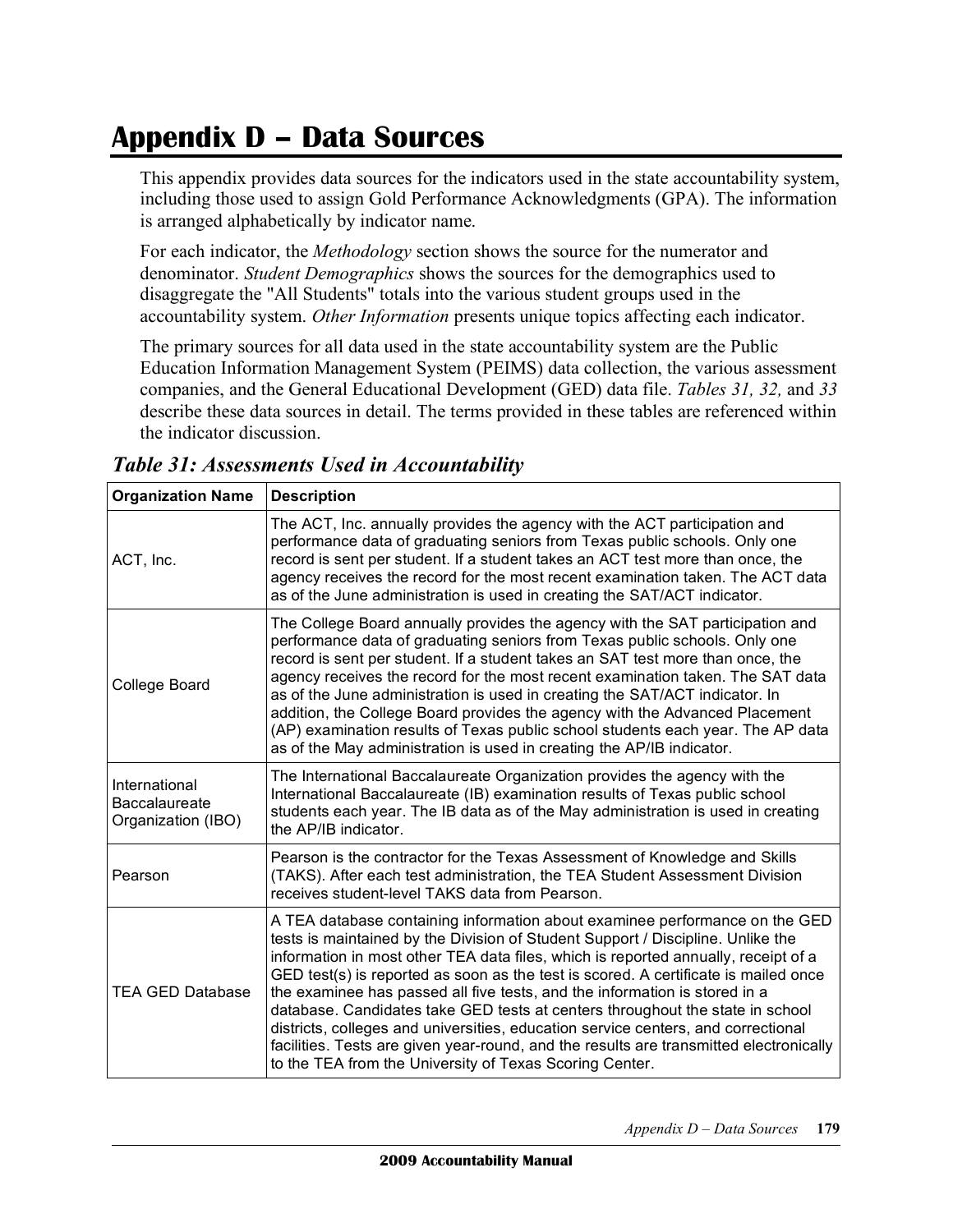# Appendix D – Data Sources

This appendix provides data sources for the indicators used in the state accountability system, including those used to assign Gold Performance Acknowledgments (GPA). The information is arranged alphabetically by indicator name.

For each indicator, the *Methodology* section shows the source for the numerator and denominator. *Student Demographics* shows the sources for the demographics used to disaggregate the "All Students" totals into the various student groups used in the accountability system. *Other Information* presents unique topics affecting each indicator.

The primary sources for all data used in the state accountability system are the Public Education Information Management System (PEIMS) data collection, the various assessment companies, and the General Educational Development (GED) data file. *Tables 31, 32,* and *33* describe these data sources in detail. The terms provided in these tables are referenced within the indicator discussion.

## *Table 31: Assessments Used in Accountability*

| Organization Name | Description |
|---|---|
| ACT, Inc. | The ACT, Inc. annually provides the agency with the ACT participation and performance data of graduating seniors from Texas public schools. Only one record is sent per student. If a student takes an ACT test more than once, the agency receives the record for the most recent examination taken. The ACT data as of the June administration is used in creating the SAT/ACT indicator. |
| College Board | The College Board annually provides the agency with the SAT participation and performance data of graduating seniors from Texas public schools. Only one record is sent per student. If a student takes an SAT test more than once, the agency receives the record for the most recent examination taken. The SAT data as of the June administration is used in creating the SAT/ACT indicator. In addition, the College Board provides the agency with the Advanced Placement (AP) examination results of Texas public school students each year. The AP data as of the May administration is used in creating the AP/IB indicator. |
| International Baccalaureate Organization (IBO) | The International Baccalaureate Organization provides the agency with the International Baccalaureate (IB) examination results of Texas public school students each year. The IB data as of the May administration is used in creating the AP/IB indicator. |
| Pearson | Pearson is the contractor for the Texas Assessment of Knowledge and Skills (TAKS). After each test administration, the TEA Student Assessment Division receives student-level TAKS data from Pearson. |
| TEA GED Database | A TEA database containing information about examinee performance on the GED tests is maintained by the Division of Student Support / Discipline. Unlike the information in most other TEA data files, which is reported annually, receipt of a GED test(s) is reported as soon as the test is scored. A certificate is mailed once the examinee has passed all five tests, and the information is stored in a database. Candidates take GED tests at centers throughout the state in school districts, colleges and universities, education service centers, and correctional facilities. Tests are given year-round, and the results are transmitted electronically to the TEA from the University of Texas Scoring Center. |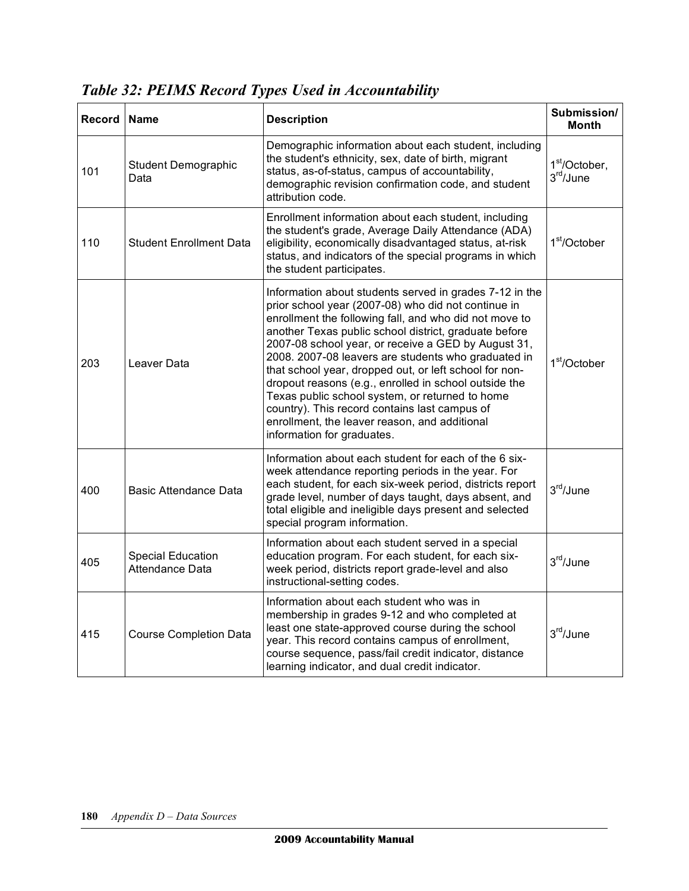## *Table 32: PEIMS Record Types Used in Accountability*

| Record | Name | Description | Submission/ Month |
|---|---|---|---|
| 101 | Student Demographic Data | Demographic information about each student, including the student's ethnicity, sex, date of birth, migrant status, as-of-status, campus of accountability, demographic revision confirmation code, and student attribution code. | 1st/October, 3rd/June |
| 110 | Student Enrollment Data | Enrollment information about each student, including the student's grade, Average Daily Attendance (ADA) eligibility, economically disadvantaged status, at-risk status, and indicators of the special programs in which the student participates. | 1st/October |
| 203 | Leaver Data | Information about students served in grades 7-12 in the prior school year (2007-08) who did not continue in enrollment the following fall, and who did not move to another Texas public school district, graduate before 2007-08 school year, or receive a GED by August 31, 2008. 2007-08 leavers are students who graduated in that school year, dropped out, or left school for non-dropout reasons (e.g., enrolled in school outside the Texas public school system, or returned to home country). This record contains last campus of enrollment, the leaver reason, and additional information for graduates. | 1st/October |
| 400 | Basic Attendance Data | Information about each student for each of the 6 six-week attendance reporting periods in the year. For each student, for each six-week period, districts report grade level, number of days taught, days absent, and total eligible and ineligible days present and selected special program information. | 3rd/June |
| 405 | Special Education Attendance Data | Information about each student served in a special education program. For each student, for each six-week period, districts report grade-level and also instructional-setting codes. | 3rd/June |
| 415 | Course Completion Data | Information about each student who was in membership in grades 9-12 and who completed at least one state-approved course during the school year. This record contains campus of enrollment, course sequence, pass/fail credit indicator, distance learning indicator, and dual credit indicator. | 3rd/June |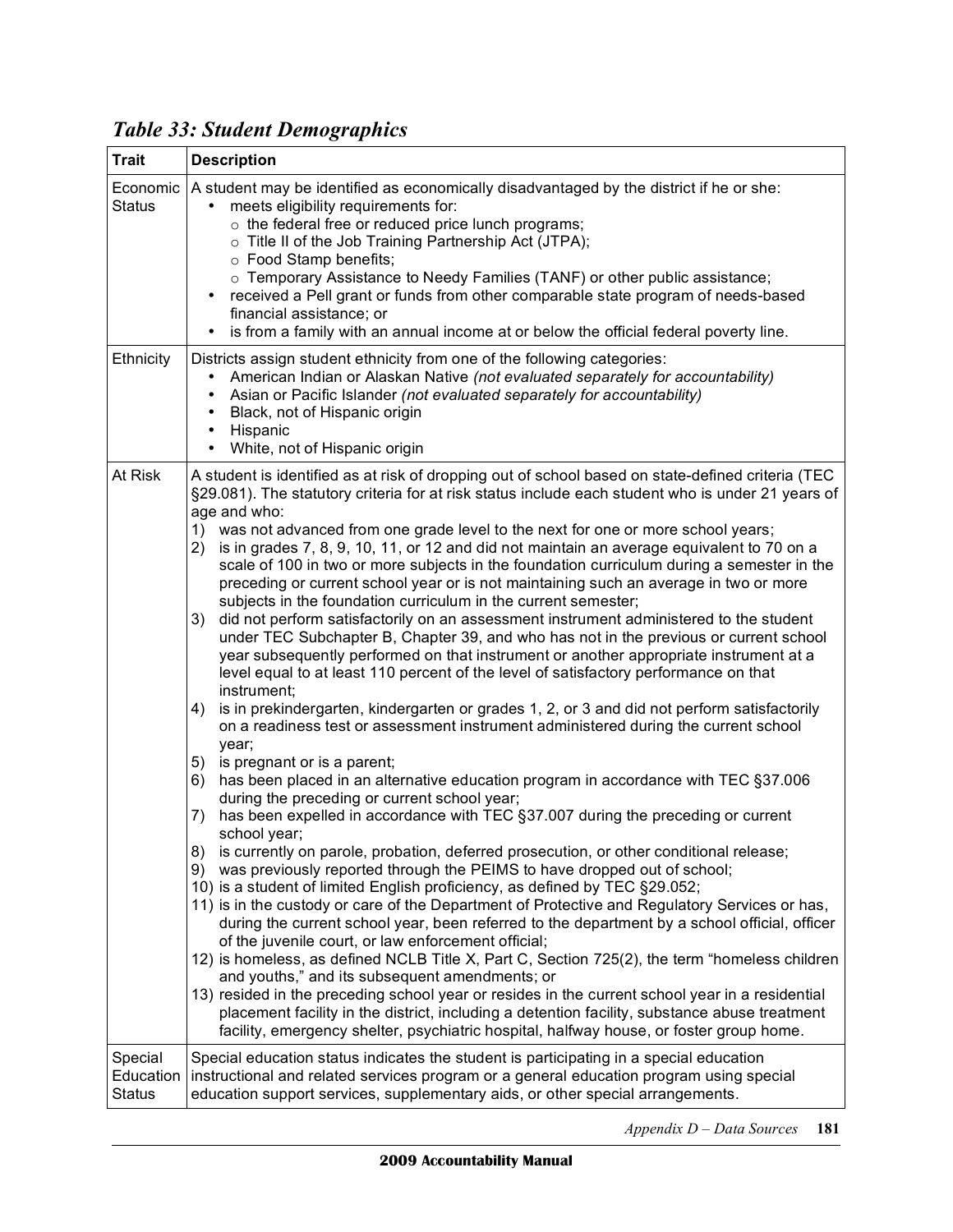### *Table 33: Student Demographics*

| Trait | Description |
|---|---|
| Economic Status | A student may be identified as economically disadvantaged by the district if he or she: <br>• meets eligibility requirements for: <br>○ the federal free or reduced price lunch programs; <br>○ Title II of the Job Training Partnership Act (JTPA); <br>○ Food Stamp benefits; <br>○ Temporary Assistance to Needy Families (TANF) or other public assistance; <br>• received a Pell grant or funds from other comparable state program of needs-based financial assistance; or <br>• is from a family with an annual income at or below the official federal poverty line. |
| Ethnicity | Districts assign student ethnicity from one of the following categories: <br>• American Indian or Alaskan Native *(not evaluated separately for accountability)* <br>• Asian or Pacific Islander *(not evaluated separately for accountability)* <br>• Black, not of Hispanic origin <br>• Hispanic <br>• White, not of Hispanic origin |
| At Risk | A student is identified as at risk of dropping out of school based on state-defined criteria (TEC §29.081). The statutory criteria for at risk status include each student who is under 21 years of age and who: <br>1) was not advanced from one grade level to the next for one or more school years; <br>2) is in grades 7, 8, 9, 10, 11, or 12 and did not maintain an average equivalent to 70 on a scale of 100 in two or more subjects in the foundation curriculum during a semester in the preceding or current school year or is not maintaining such an average in two or more subjects in the foundation curriculum in the current semester; <br>3) did not perform satisfactorily on an assessment instrument administered to the student under TEC Subchapter B, Chapter 39, and who has not in the previous or current school year subsequently performed on that instrument or another appropriate instrument at a level equal to at least 110 percent of the level of satisfactory performance on that instrument; <br>4) is in prekindergarten, kindergarten or grades 1, 2, or 3 and did not perform satisfactorily on a readiness test or assessment instrument administered during the current school year; <br>5) is pregnant or is a parent; <br>6) has been placed in an alternative education program in accordance with TEC §37.006 during the preceding or current school year; <br>7) has been expelled in accordance with TEC §37.007 during the preceding or current school year; <br>8) is currently on parole, probation, deferred prosecution, or other conditional release; <br>9) was previously reported through the PEIMS to have dropped out of school; <br>10) is a student of limited English proficiency, as defined by TEC §29.052; <br>11) is in the custody or care of the Department of Protective and Regulatory Services or has, during the current school year, been referred to the department by a school official, officer of the juvenile court, or law enforcement official; <br>12) is homeless, as defined NCLB Title X, Part C, Section 725(2), the term "homeless children and youths," and its subsequent amendments; or <br>13) resided in the preceding school year or resides in the current school year in a residential placement facility in the district, including a detention facility, substance abuse treatment facility, emergency shelter, psychiatric hospital, halfway house, or foster group home. |
| Special Education Status | Special education status indicates the student is participating in a special education instructional and related services program or a general education program using special education support services, supplementary aids, or other special arrangements. |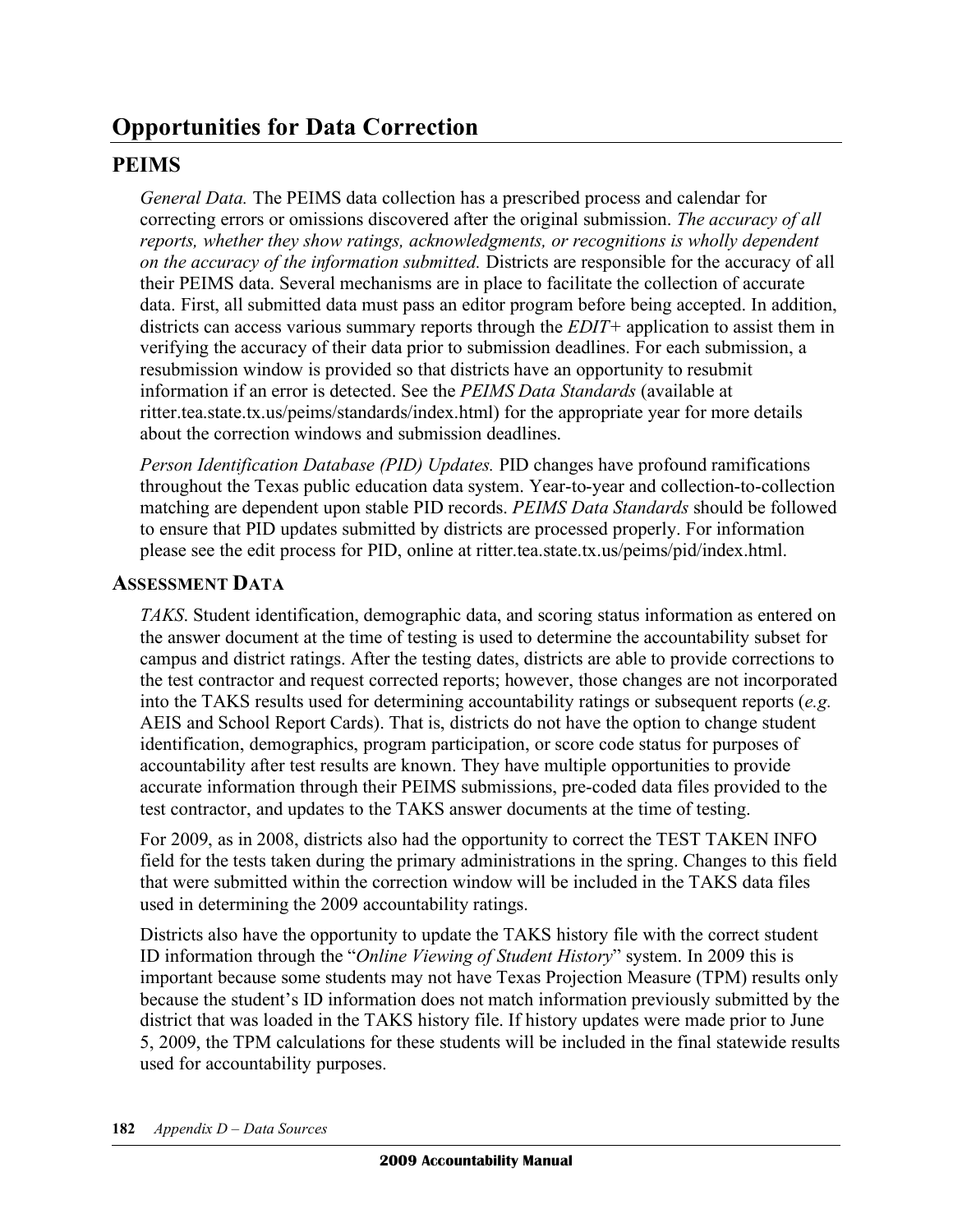# Opportunities for Data Correction

## PEIMS

*General Data.* The PEIMS data collection has a prescribed process and calendar for correcting errors or omissions discovered after the original submission. *The accuracy of all reports, whether they show ratings, acknowledgments, or recognitions is wholly dependent on the accuracy of the information submitted.* Districts are responsible for the accuracy of all their PEIMS data. Several mechanisms are in place to facilitate the collection of accurate data. First, all submitted data must pass an editor program before being accepted. In addition, districts can access various summary reports through the *EDIT+* application to assist them in verifying the accuracy of their data prior to submission deadlines. For each submission, a resubmission window is provided so that districts have an opportunity to resubmit information if an error is detected. See the *PEIMS Data Standards* (available at ritter.tea.state.tx.us/peims/standards/index.html) for the appropriate year for more details about the correction windows and submission deadlines.

*Person Identification Database (PID) Updates.* PID changes have profound ramifications throughout the Texas public education data system. Year-to-year and collection-to-collection matching are dependent upon stable PID records. *PEIMS Data Standards* should be followed to ensure that PID updates submitted by districts are processed properly. For information please see the edit process for PID, online at ritter.tea.state.tx.us/peims/pid/index.html.

### Assessment Data

*TAKS.* Student identification, demographic data, and scoring status information as entered on the answer document at the time of testing is used to determine the accountability subset for campus and district ratings. After the testing dates, districts are able to provide corrections to the test contractor and request corrected reports; however, those changes are not incorporated into the TAKS results used for determining accountability ratings or subsequent reports (*e.g.* AEIS and School Report Cards). That is, districts do not have the option to change student identification, demographics, program participation, or score code status for purposes of accountability after test results are known. They have multiple opportunities to provide accurate information through their PEIMS submissions, pre-coded data files provided to the test contractor, and updates to the TAKS answer documents at the time of testing.

For 2009, as in 2008, districts also had the opportunity to correct the TEST TAKEN INFO field for the tests taken during the primary administrations in the spring. Changes to this field that were submitted within the correction window will be included in the TAKS data files used in determining the 2009 accountability ratings.

Districts also have the opportunity to update the TAKS history file with the correct student ID information through the "*Online Viewing of Student History*" system. In 2009 this is important because some students may not have Texas Projection Measure (TPM) results only because the student's ID information does not match information previously submitted by the district that was loaded in the TAKS history file. If history updates were made prior to June 5, 2009, the TPM calculations for these students will be included in the final statewide results used for accountability purposes.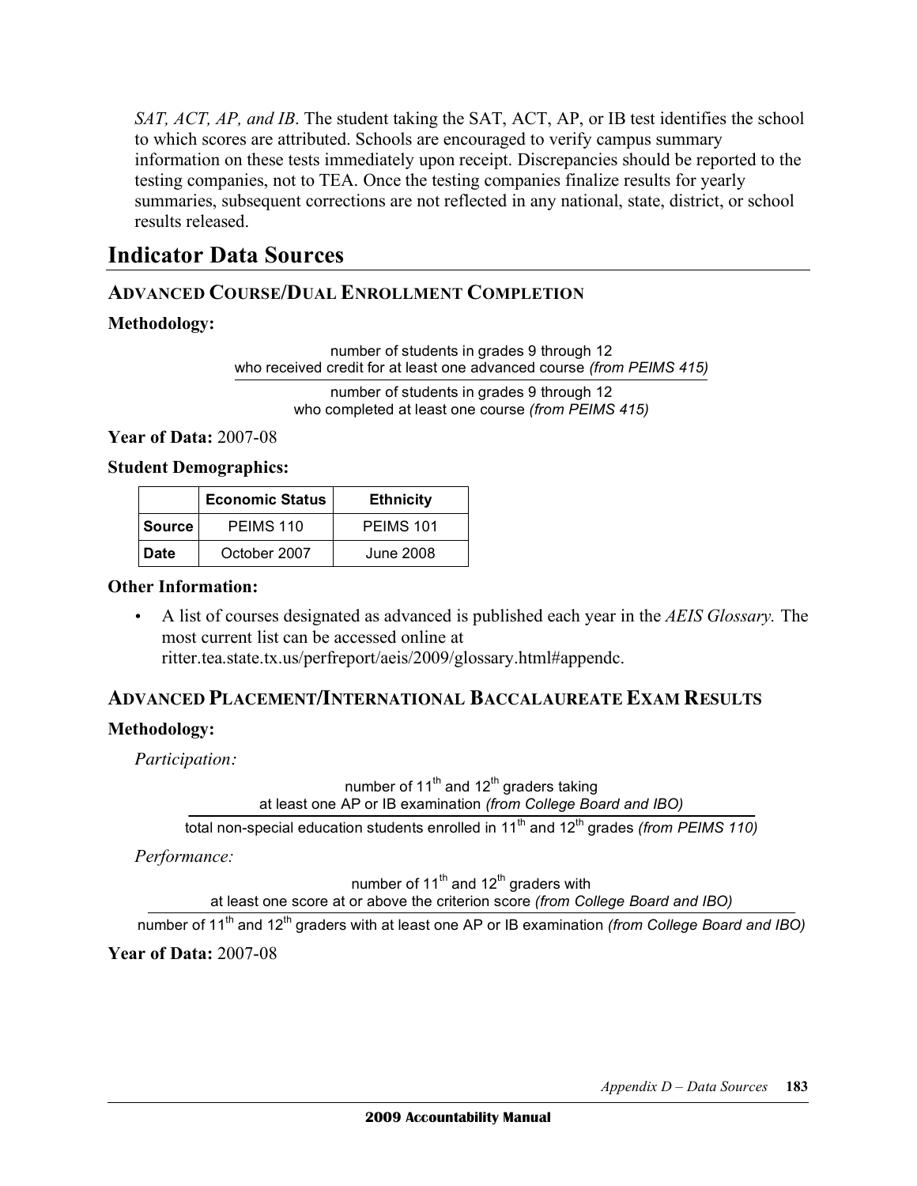*SAT, ACT, AP, and IB*. The student taking the SAT, ACT, AP, or IB test identifies the school to which scores are attributed. Schools are encouraged to verify campus summary information on these tests immediately upon receipt. Discrepancies should be reported to the testing companies, not to TEA. Once the testing companies finalize results for yearly summaries, subsequent corrections are not reflected in any national, state, district, or school results released.

# Indicator Data Sources

## ADVANCED COURSE/DUAL ENROLLMENT COMPLETION

**Methodology:**

$$\frac{\text{number of students in grades 9 through 12 who received credit for at least one advanced course } \textit{(from PEIMS 415)}}{\text{number of students in grades 9 through 12 who completed at least one course } \textit{(from PEIMS 415)}}$$

**Year of Data:** 2007-08

**Student Demographics:**

| | Economic Status | Ethnicity |
|---|---|---|
| **Source** | PEIMS 110 | PEIMS 101 |
| **Date** | October 2007 | June 2008 |

**Other Information:**

- A list of courses designated as advanced is published each year in the *AEIS Glossary.* The most current list can be accessed online at ritter.tea.state.tx.us/perfreport/aeis/2009/glossary.html#appendc.

## ADVANCED PLACEMENT/INTERNATIONAL BACCALAUREATE EXAM RESULTS

**Methodology:**

*Participation:*

$$\frac{\text{number of 11}^{\text{th}}\text{ and 12}^{\text{th}}\text{ graders taking at least one AP or IB examination } \textit{(from College Board and IBO)}}{\text{total non-special education students enrolled in 11}^{\text{th}}\text{ and 12}^{\text{th}}\text{ grades } \textit{(from PEIMS 110)}}$$

*Performance:*

$$\frac{\text{number of 11}^{\text{th}}\text{ and 12}^{\text{th}}\text{ graders with at least one score at or above the criterion score } \textit{(from College Board and IBO)}}{\text{number of 11}^{\text{th}}\text{ and 12}^{\text{th}}\text{ graders with at least one AP or IB examination } \textit{(from College Board and IBO)}}$$

**Year of Data:** 2007-08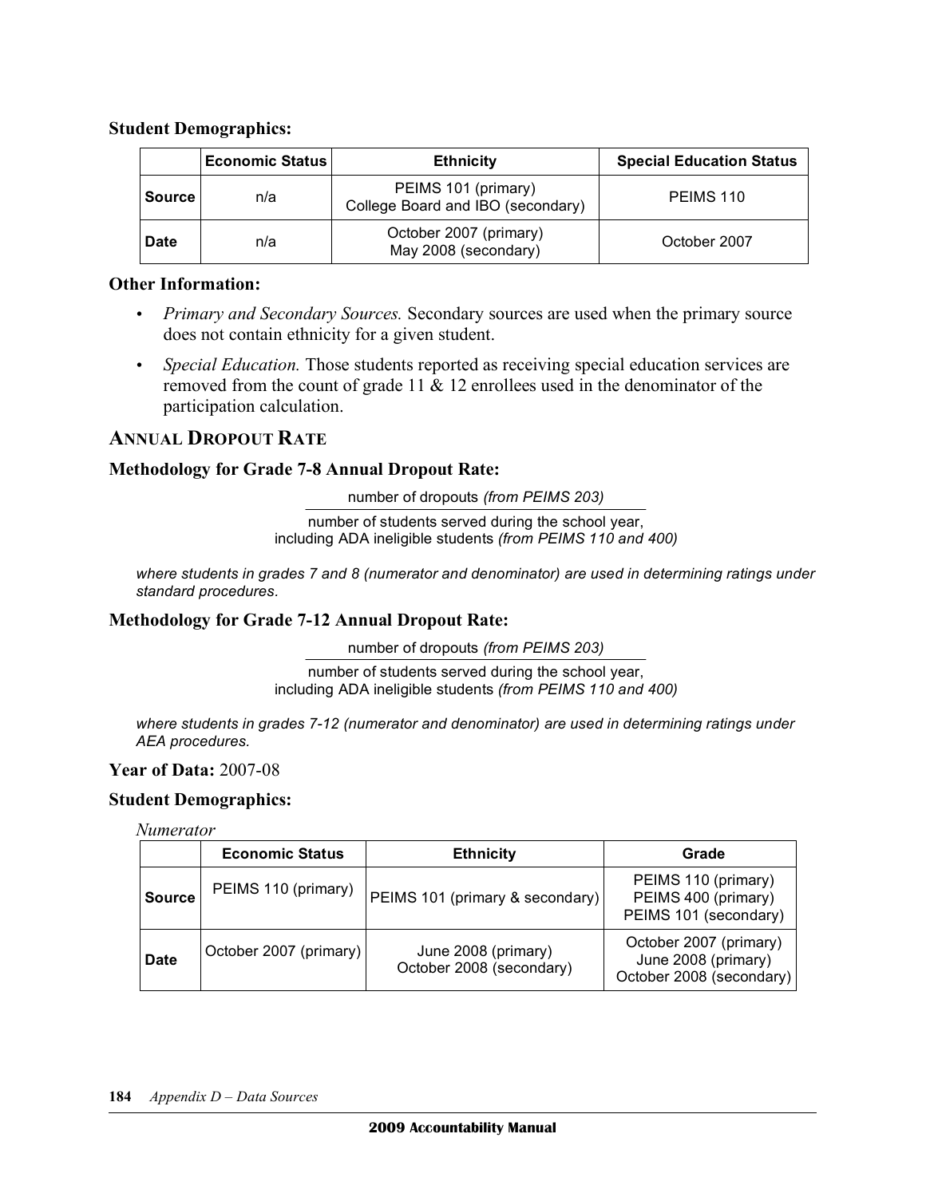**Student Demographics:**

| | Economic Status | Ethnicity | Special Education Status |
|---|---|---|---|
| **Source** | n/a | PEIMS 101 (primary)<br>College Board and IBO (secondary) | PEIMS 110 |
| **Date** | n/a | October 2007 (primary)<br>May 2008 (secondary) | October 2007 |

**Other Information:**

- *Primary and Secondary Sources.* Secondary sources are used when the primary source does not contain ethnicity for a given student.
- *Special Education.* Those students reported as receiving special education services are removed from the count of grade 11 & 12 enrollees used in the denominator of the participation calculation.

## ANNUAL DROPOUT RATE

**Methodology for Grade 7-8 Annual Dropout Rate:**

$$\frac{\text{number of dropouts } \textit{(from PEIMS 203)}}{\text{number of students served during the school year, including ADA ineligible students } \textit{(from PEIMS 110 and 400)}}$$

*where students in grades 7 and 8 (numerator and denominator) are used in determining ratings under standard procedures.*

**Methodology for Grade 7-12 Annual Dropout Rate:**

$$\frac{\text{number of dropouts } \textit{(from PEIMS 203)}}{\text{number of students served during the school year, including ADA ineligible students } \textit{(from PEIMS 110 and 400)}}$$

*where students in grades 7-12 (numerator and denominator) are used in determining ratings under AEA procedures.*

**Year of Data:** 2007-08

**Student Demographics:**

*Numerator*

| | Economic Status | Ethnicity | Grade |
|---|---|---|---|
| **Source** | PEIMS 110 (primary) | PEIMS 101 (primary & secondary) | PEIMS 110 (primary)<br>PEIMS 400 (primary)<br>PEIMS 101 (secondary) |
| **Date** | October 2007 (primary) | June 2008 (primary)<br>October 2008 (secondary) | October 2007 (primary)<br>June 2008 (primary)<br>October 2008 (secondary) |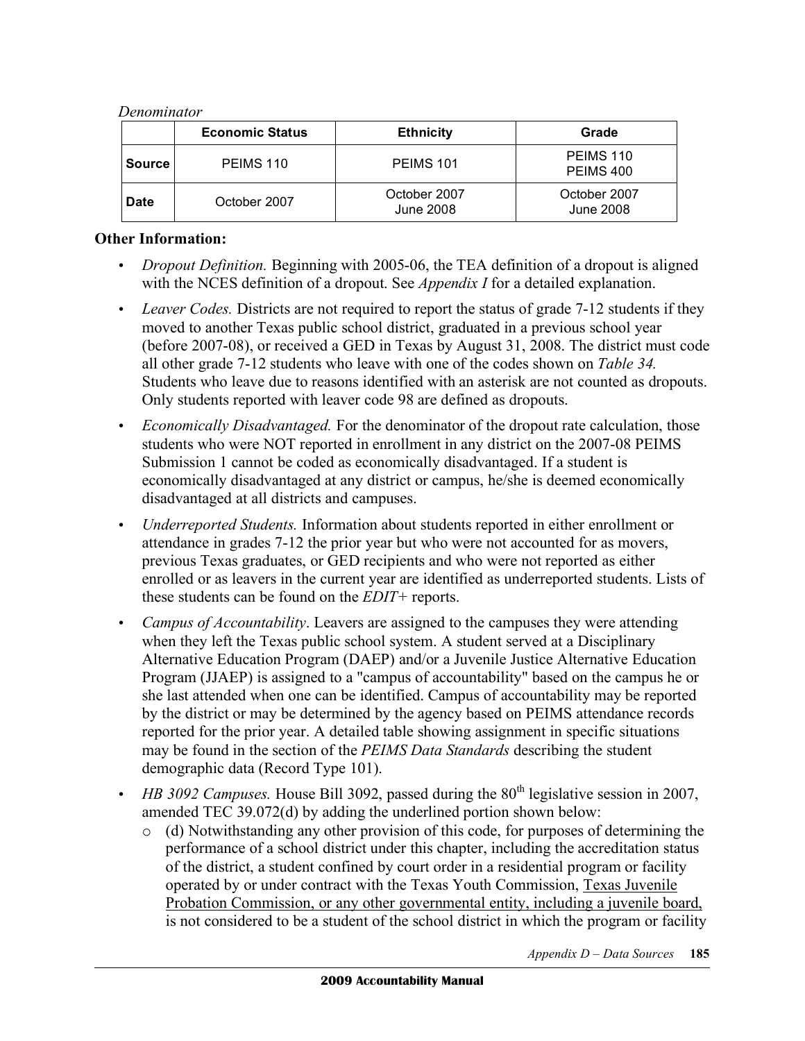*Denominator*

| | Economic Status | Ethnicity | Grade |
|---|---|---|---|
| **Source** | PEIMS 110 | PEIMS 101 | PEIMS 110<br>PEIMS 400 |
| **Date** | October 2007 | October 2007<br>June 2008 | October 2007<br>June 2008 |

**Other Information:**

- *Dropout Definition.* Beginning with 2005-06, the TEA definition of a dropout is aligned with the NCES definition of a dropout. See *Appendix I* for a detailed explanation.
- *Leaver Codes.* Districts are not required to report the status of grade 7-12 students if they moved to another Texas public school district, graduated in a previous school year (before 2007-08), or received a GED in Texas by August 31, 2008. The district must code all other grade 7-12 students who leave with one of the codes shown on *Table 34.* Students who leave due to reasons identified with an asterisk are not counted as dropouts. Only students reported with leaver code 98 are defined as dropouts.
- *Economically Disadvantaged.* For the denominator of the dropout rate calculation, those students who were NOT reported in enrollment in any district on the 2007-08 PEIMS Submission 1 cannot be coded as economically disadvantaged. If a student is economically disadvantaged at any district or campus, he/she is deemed economically disadvantaged at all districts and campuses.
- *Underreported Students.* Information about students reported in either enrollment or attendance in grades 7-12 the prior year but who were not accounted for as movers, previous Texas graduates, or GED recipients and who were not reported as either enrolled or as leavers in the current year are identified as underreported students. Lists of these students can be found on the *EDIT+* reports.
- *Campus of Accountability*. Leavers are assigned to the campuses they were attending when they left the Texas public school system. A student served at a Disciplinary Alternative Education Program (DAEP) and/or a Juvenile Justice Alternative Education Program (JJAEP) is assigned to a "campus of accountability" based on the campus he or she last attended when one can be identified. Campus of accountability may be reported by the district or may be determined by the agency based on PEIMS attendance records reported for the prior year. A detailed table showing assignment in specific situations may be found in the section of the *PEIMS Data Standards* describing the student demographic data (Record Type 101).
- *HB 3092 Campuses.* House Bill 3092, passed during the 80th legislative session in 2007, amended TEC 39.072(d) by adding the underlined portion shown below:
  - (d) Notwithstanding any other provision of this code, for purposes of determining the performance of a school district under this chapter, including the accreditation status of the district, a student confined by court order in a residential program or facility operated by or under contract with the Texas Youth Commission, <u>Texas Juvenile Probation Commission, or any other governmental entity, including a juvenile board,</u> is not considered to be a student of the school district in which the program or facility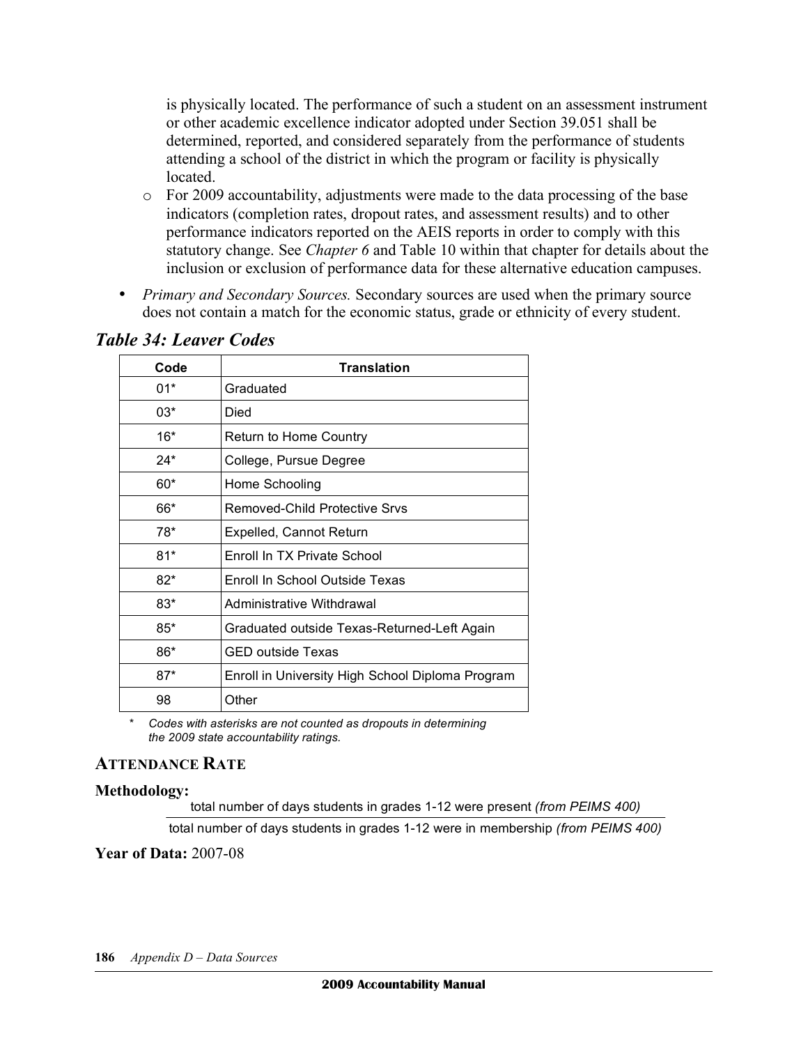is physically located. The performance of such a student on an assessment instrument or other academic excellence indicator adopted under Section 39.051 shall be determined, reported, and considered separately from the performance of students attending a school of the district in which the program or facility is physically located.

  - For 2009 accountability, adjustments were made to the data processing of the base indicators (completion rates, dropout rates, and assessment results) and to other performance indicators reported on the AEIS reports in order to comply with this statutory change. See *Chapter 6* and Table 10 within that chapter for details about the inclusion or exclusion of performance data for these alternative education campuses.

- *Primary and Secondary Sources.* Secondary sources are used when the primary source does not contain a match for the economic status, grade or ethnicity of every student.

## *Table 34: Leaver Codes*

| Code | Translation |
|---|---|
| 01* | Graduated |
| 03* | Died |
| 16* | Return to Home Country |
| 24* | College, Pursue Degree |
| 60* | Home Schooling |
| 66* | Removed-Child Protective Srvs |
| 78* | Expelled, Cannot Return |
| 81* | Enroll In TX Private School |
| 82* | Enroll In School Outside Texas |
| 83* | Administrative Withdrawal |
| 85* | Graduated outside Texas-Returned-Left Again |
| 86* | GED outside Texas |
| 87* | Enroll in University High School Diploma Program |
| 98 | Other |

\* *Codes with asterisks are not counted as dropouts in determining the 2009 state accountability ratings.*

## ATTENDANCE RATE

**Methodology:**

$$\frac{\text{total number of days students in grades 1-12 were present } \textit{(from PEIMS 400)}}{\text{total number of days students in grades 1-12 were in membership } \textit{(from PEIMS 400)}}$$

**Year of Data:** 2007-08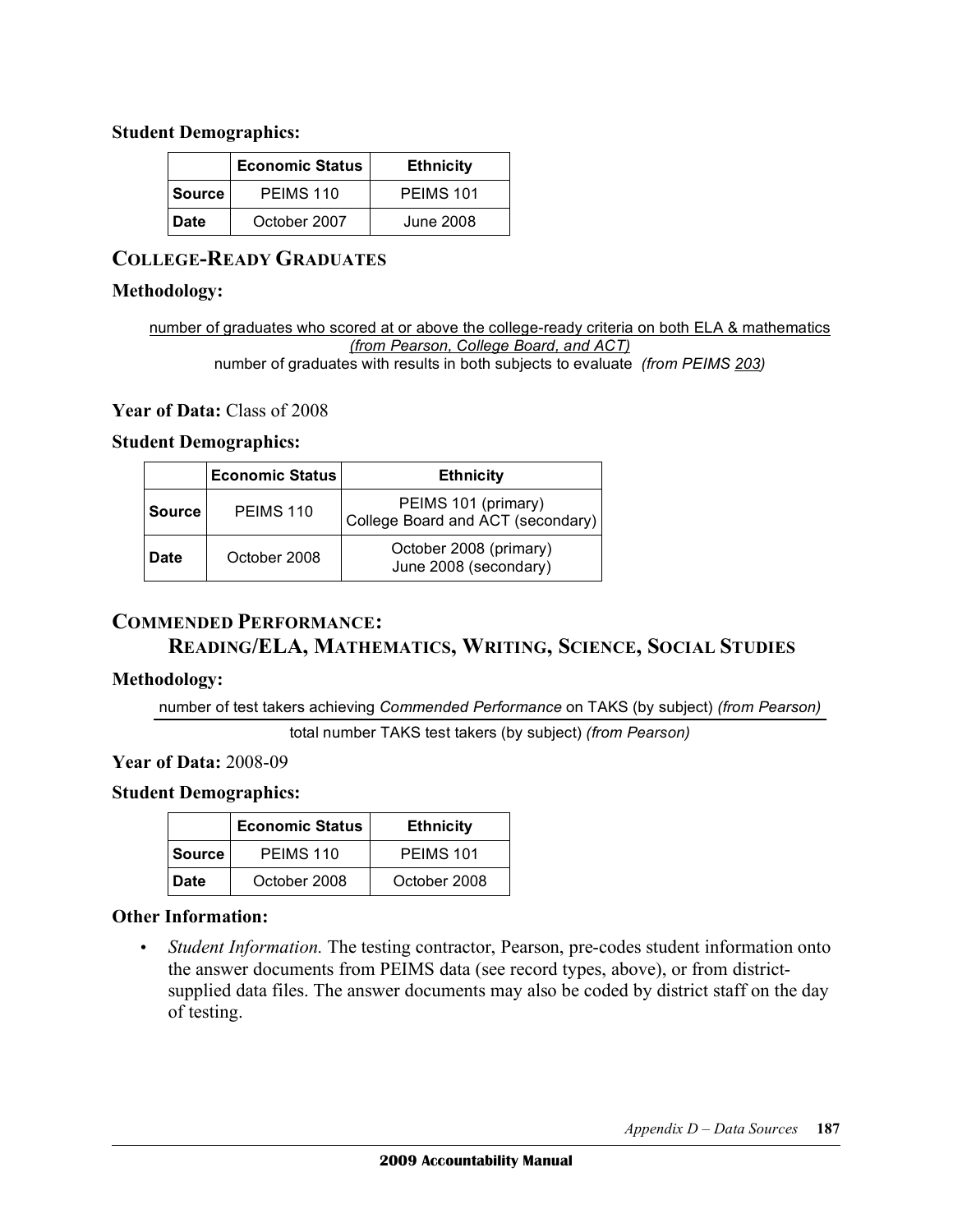**Student Demographics:**

| | Economic Status | Ethnicity |
|---|---|---|
| **Source** | PEIMS 110 | PEIMS 101 |
| **Date** | October 2007 | June 2008 |

## COLLEGE-READY GRADUATES

**Methodology:**

$$\frac{\text{number of graduates who scored at or above the college-ready criteria on both ELA \& mathematics } \textit{(from Pearson, College Board, and ACT)}}{\text{number of graduates with results in both subjects to evaluate } \textit{(from PEIMS 203)}}$$

**Year of Data:** Class of 2008

**Student Demographics:**

| | Economic Status | Ethnicity |
|---|---|---|
| **Source** | PEIMS 110 | PEIMS 101 (primary)<br>College Board and ACT (secondary) |
| **Date** | October 2008 | October 2008 (primary)<br>June 2008 (secondary) |

## COMMENDED PERFORMANCE: READING/ELA, MATHEMATICS, WRITING, SCIENCE, SOCIAL STUDIES

**Methodology:**

$$\frac{\text{number of test takers achieving } \textit{Commended Performance} \text{ on TAKS (by subject) } \textit{(from Pearson)}}{\text{total number TAKS test takers (by subject) } \textit{(from Pearson)}}$$

**Year of Data:** 2008-09

**Student Demographics:**

| | Economic Status | Ethnicity |
|---|---|---|
| **Source** | PEIMS 110 | PEIMS 101 |
| **Date** | October 2008 | October 2008 |

**Other Information:**

- *Student Information.* The testing contractor, Pearson, pre-codes student information onto the answer documents from PEIMS data (see record types, above), or from district-supplied data files. The answer documents may also be coded by district staff on the day of testing.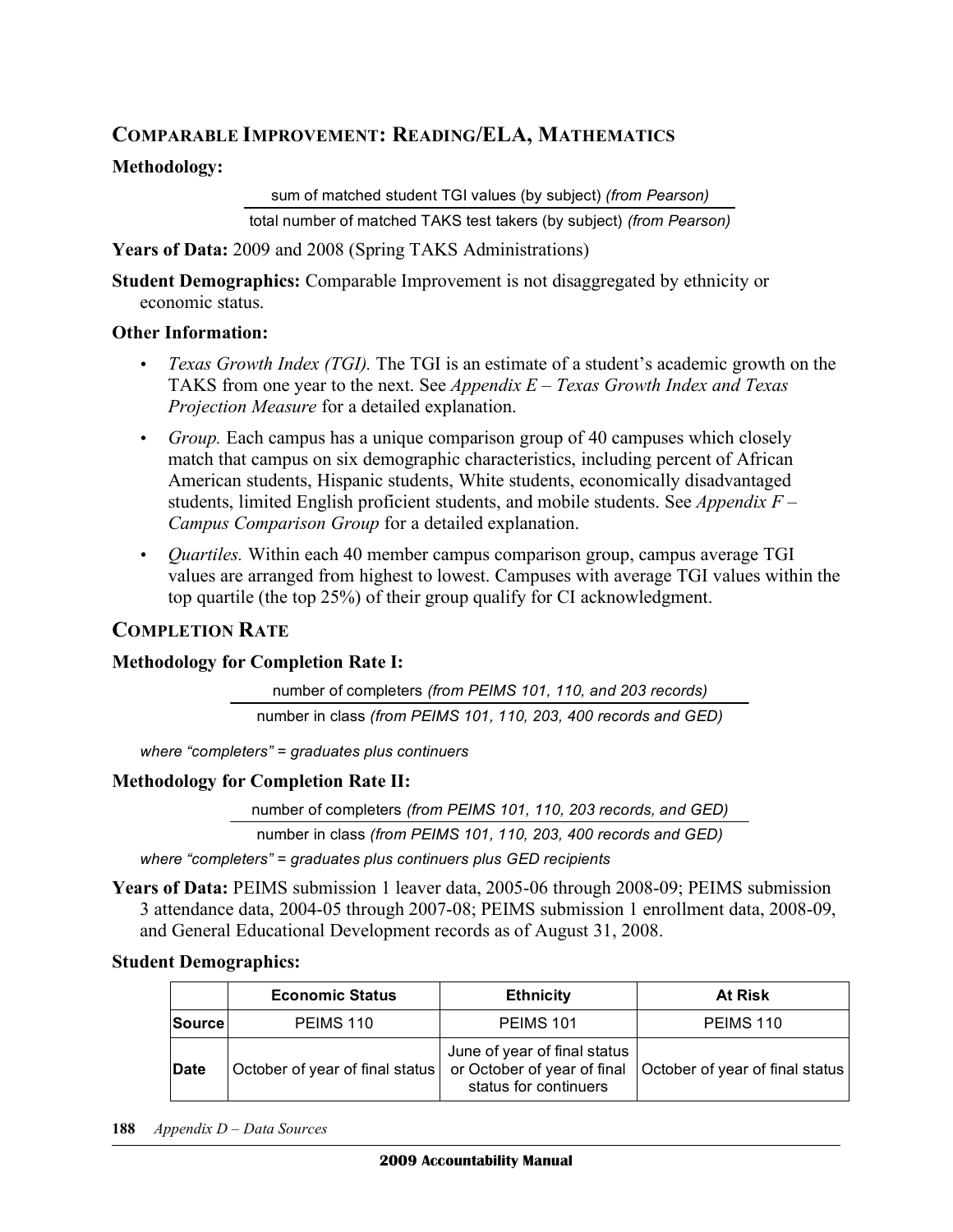## Comparable Improvement: Reading/ELA, Mathematics

**Methodology:**

$$\frac{\text{sum of matched student TGI values (by subject) } \textit{(from Pearson)}}{\text{total number of matched TAKS test takers (by subject) } \textit{(from Pearson)}}$$

**Years of Data:** 2009 and 2008 (Spring TAKS Administrations)

**Student Demographics:** Comparable Improvement is not disaggregated by ethnicity or economic status.

**Other Information:**

- *Texas Growth Index (TGI).* The TGI is an estimate of a student's academic growth on the TAKS from one year to the next. See *Appendix E – Texas Growth Index and Texas Projection Measure* for a detailed explanation.
- *Group.* Each campus has a unique comparison group of 40 campuses which closely match that campus on six demographic characteristics, including percent of African American students, Hispanic students, White students, economically disadvantaged students, limited English proficient students, and mobile students. See *Appendix F – Campus Comparison Group* for a detailed explanation.
- *Quartiles.* Within each 40 member campus comparison group, campus average TGI values are arranged from highest to lowest. Campuses with average TGI values within the top quartile (the top 25%) of their group qualify for CI acknowledgment.

## Completion Rate

**Methodology for Completion Rate I:**

$$\frac{\text{number of completers } \textit{(from PEIMS 101, 110, and 203 records)}}{\text{number in class } \textit{(from PEIMS 101, 110, 203, 400 records and GED)}}$$

*where "completers" = graduates plus continuers*

**Methodology for Completion Rate II:**

$$\frac{\text{number of completers } \textit{(from PEIMS 101, 110, 203 records, and GED)}}{\text{number in class } \textit{(from PEIMS 101, 110, 203, 400 records and GED)}}$$

*where "completers" = graduates plus continuers plus GED recipients*

**Years of Data:** PEIMS submission 1 leaver data, 2005-06 through 2008-09; PEIMS submission 3 attendance data, 2004-05 through 2007-08; PEIMS submission 1 enrollment data, 2008-09, and General Educational Development records as of August 31, 2008.

**Student Demographics:**

| | Economic Status | Ethnicity | At Risk |
|---|---|---|---|
| **Source** | PEIMS 110 | PEIMS 101 | PEIMS 110 |
| **Date** | October of year of final status | June of year of final status or October of year of final status for continuers | October of year of final status |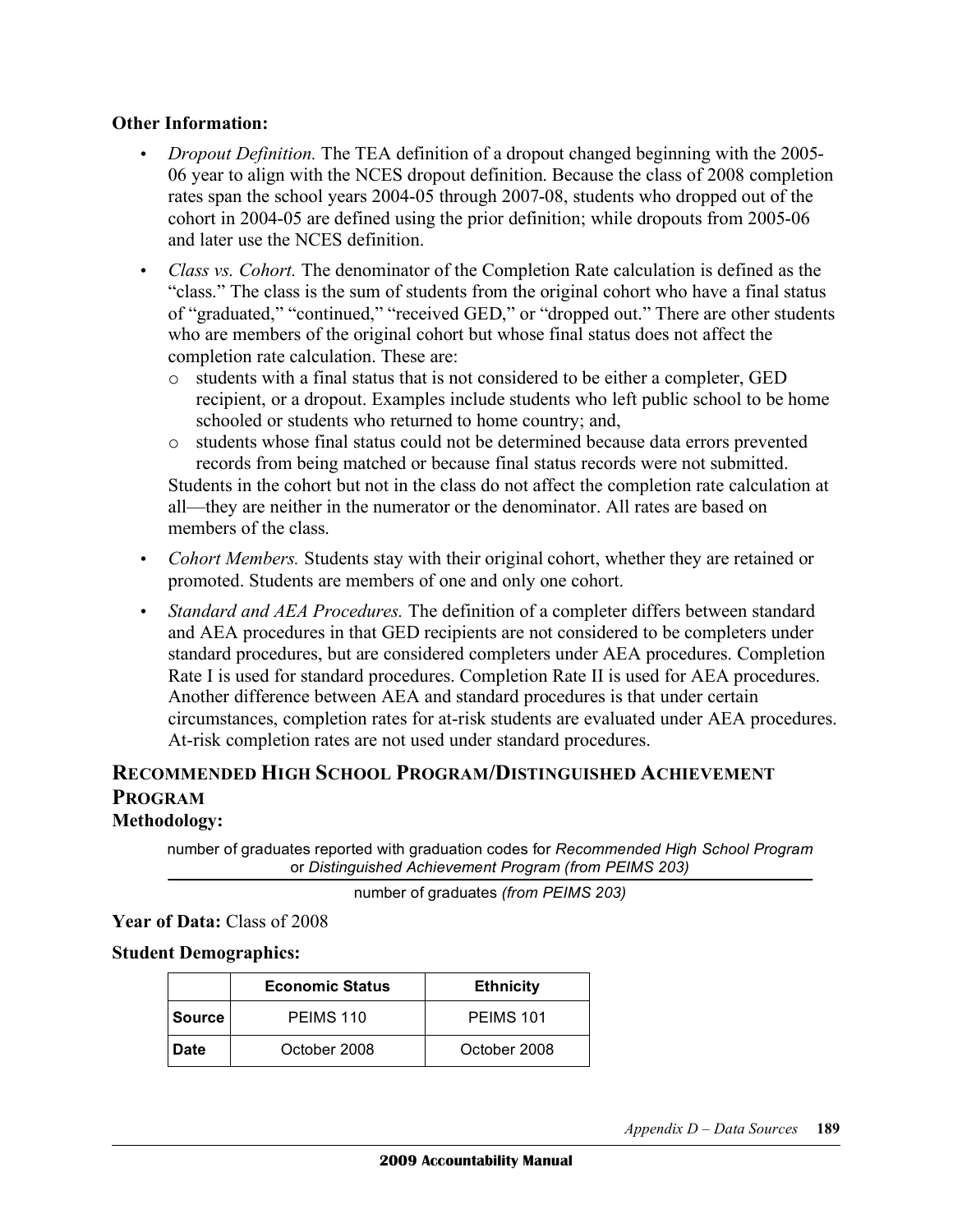**Other Information:**

- *Dropout Definition.* The TEA definition of a dropout changed beginning with the 2005-06 year to align with the NCES dropout definition. Because the class of 2008 completion rates span the school years 2004-05 through 2007-08, students who dropped out of the cohort in 2004-05 are defined using the prior definition; while dropouts from 2005-06 and later use the NCES definition.
- *Class vs. Cohort.* The denominator of the Completion Rate calculation is defined as the "class." The class is the sum of students from the original cohort who have a final status of "graduated," "continued," "received GED," or "dropped out." There are other students who are members of the original cohort but whose final status does not affect the completion rate calculation. These are:
  - students with a final status that is not considered to be either a completer, GED recipient, or a dropout. Examples include students who left public school to be home schooled or students who returned to home country; and,
  - students whose final status could not be determined because data errors prevented records from being matched or because final status records were not submitted.

  Students in the cohort but not in the class do not affect the completion rate calculation at all—they are neither in the numerator or the denominator. All rates are based on members of the class.
- *Cohort Members.* Students stay with their original cohort, whether they are retained or promoted. Students are members of one and only one cohort.
- *Standard and AEA Procedures.* The definition of a completer differs between standard and AEA procedures in that GED recipients are not considered to be completers under standard procedures, but are considered completers under AEA procedures. Completion Rate I is used for standard procedures. Completion Rate II is used for AEA procedures. Another difference between AEA and standard procedures is that under certain circumstances, completion rates for at-risk students are evaluated under AEA procedures. At-risk completion rates are not used under standard procedures.

## RECOMMENDED HIGH SCHOOL PROGRAM/DISTINGUISHED ACHIEVEMENT PROGRAM

**Methodology:**

$$\frac{\text{number of graduates reported with graduation codes for } \textit{Recommended High School Program} \text{ or } \textit{Distinguished Achievement Program (from PEIMS 203)}}{\text{number of graduates } \textit{(from PEIMS 203)}}$$

**Year of Data:** Class of 2008

**Student Demographics:**

| | Economic Status | Ethnicity |
|---|---|---|
| **Source** | PEIMS 110 | PEIMS 101 |
| **Date** | October 2008 | October 2008 |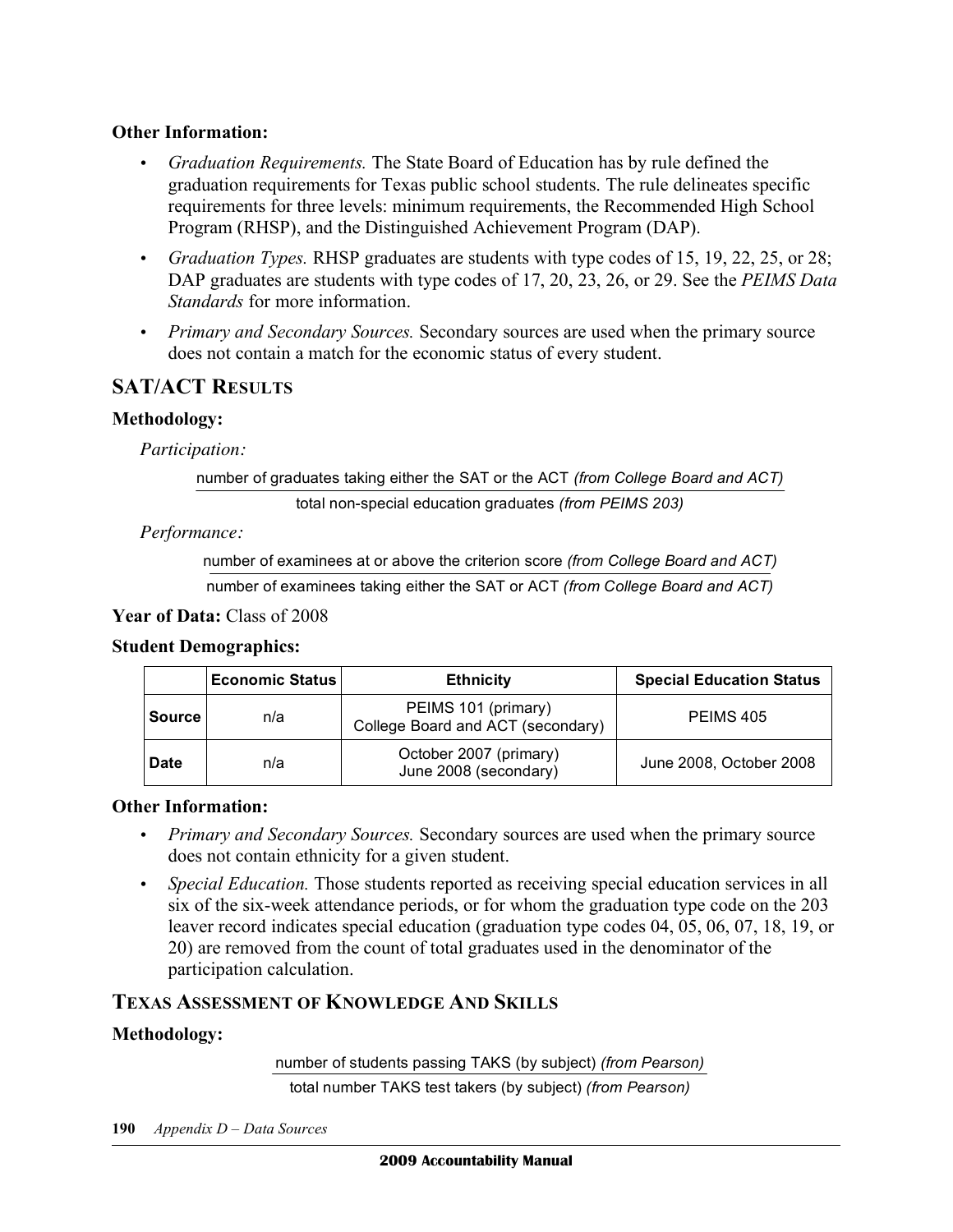**Other Information:**

- *Graduation Requirements.* The State Board of Education has by rule defined the graduation requirements for Texas public school students. The rule delineates specific requirements for three levels: minimum requirements, the Recommended High School Program (RHSP), and the Distinguished Achievement Program (DAP).
- *Graduation Types.* RHSP graduates are students with type codes of 15, 19, 22, 25, or 28; DAP graduates are students with type codes of 17, 20, 23, 26, or 29. See the *PEIMS Data Standards* for more information.
- *Primary and Secondary Sources.* Secondary sources are used when the primary source does not contain a match for the economic status of every student.

## SAT/ACT Results

**Methodology:**

*Participation:*

$$\frac{\text{number of graduates taking either the SAT or the ACT } \textit{(from College Board and ACT)}}{\text{total non-special education graduates } \textit{(from PEIMS 203)}}$$

*Performance:*

$$\frac{\text{number of examinees at or above the criterion score } \textit{(from College Board and ACT)}}{\text{number of examinees taking either the SAT or ACT } \textit{(from College Board and ACT)}}$$

**Year of Data:** Class of 2008

**Student Demographics:**

| | Economic Status | Ethnicity | Special Education Status |
|---|---|---|---|
| **Source** | n/a | PEIMS 101 (primary) College Board and ACT (secondary) | PEIMS 405 |
| **Date** | n/a | October 2007 (primary) June 2008 (secondary) | June 2008, October 2008 |

**Other Information:**

- *Primary and Secondary Sources.* Secondary sources are used when the primary source does not contain ethnicity for a given student.
- *Special Education.* Those students reported as receiving special education services in all six of the six-week attendance periods, or for whom the graduation type code on the 203 leaver record indicates special education (graduation type codes 04, 05, 06, 07, 18, 19, or 20) are removed from the count of total graduates used in the denominator of the participation calculation.

## Texas Assessment of Knowledge and Skills

**Methodology:**

$$\frac{\text{number of students passing TAKS (by subject) } \textit{(from Pearson)}}{\text{total number TAKS test takers (by subject) } \textit{(from Pearson)}}$$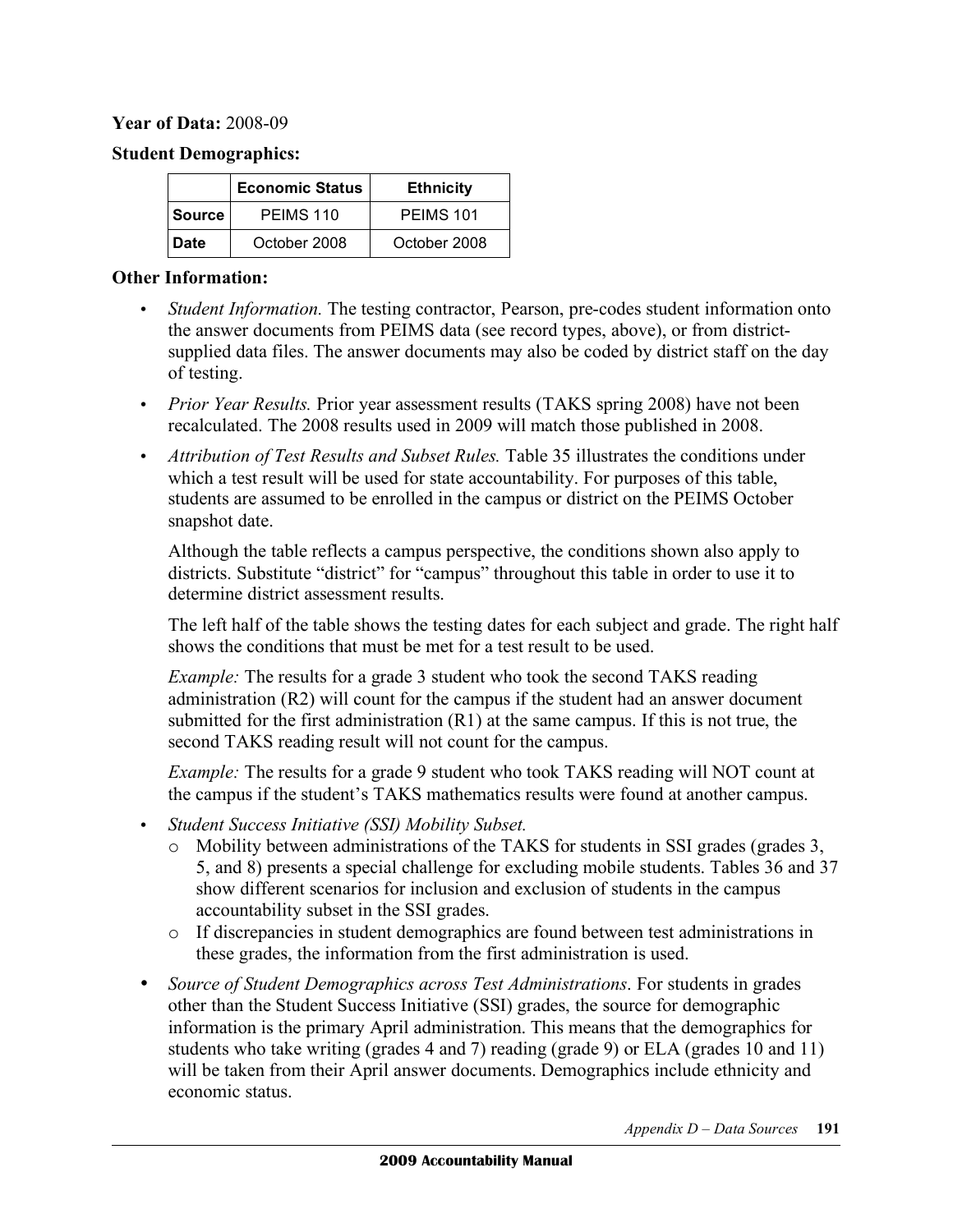**Year of Data:** 2008-09

**Student Demographics:**

| | Economic Status | Ethnicity |
|---|---|---|
| **Source** | PEIMS 110 | PEIMS 101 |
| **Date** | October 2008 | October 2008 |

**Other Information:**

- *Student Information.* The testing contractor, Pearson, pre-codes student information onto the answer documents from PEIMS data (see record types, above), or from district-supplied data files. The answer documents may also be coded by district staff on the day of testing.
- *Prior Year Results.* Prior year assessment results (TAKS spring 2008) have not been recalculated. The 2008 results used in 2009 will match those published in 2008.
- *Attribution of Test Results and Subset Rules.* Table 35 illustrates the conditions under which a test result will be used for state accountability. For purposes of this table, students are assumed to be enrolled in the campus or district on the PEIMS October snapshot date.

  Although the table reflects a campus perspective, the conditions shown also apply to districts. Substitute "district" for "campus" throughout this table in order to use it to determine district assessment results.

  The left half of the table shows the testing dates for each subject and grade. The right half shows the conditions that must be met for a test result to be used.

  *Example:* The results for a grade 3 student who took the second TAKS reading administration (R2) will count for the campus if the student had an answer document submitted for the first administration (R1) at the same campus. If this is not true, the second TAKS reading result will not count for the campus.

  *Example:* The results for a grade 9 student who took TAKS reading will NOT count at the campus if the student's TAKS mathematics results were found at another campus.
- *Student Success Initiative (SSI) Mobility Subset.*
  - Mobility between administrations of the TAKS for students in SSI grades (grades 3, 5, and 8) presents a special challenge for excluding mobile students. Tables 36 and 37 show different scenarios for inclusion and exclusion of students in the campus accountability subset in the SSI grades.
  - If discrepancies in student demographics are found between test administrations in these grades, the information from the first administration is used.
- *Source of Student Demographics across Test Administrations*. For students in grades other than the Student Success Initiative (SSI) grades, the source for demographic information is the primary April administration. This means that the demographics for students who take writing (grades 4 and 7) reading (grade 9) or ELA (grades 10 and 11) will be taken from their April answer documents. Demographics include ethnicity and economic status.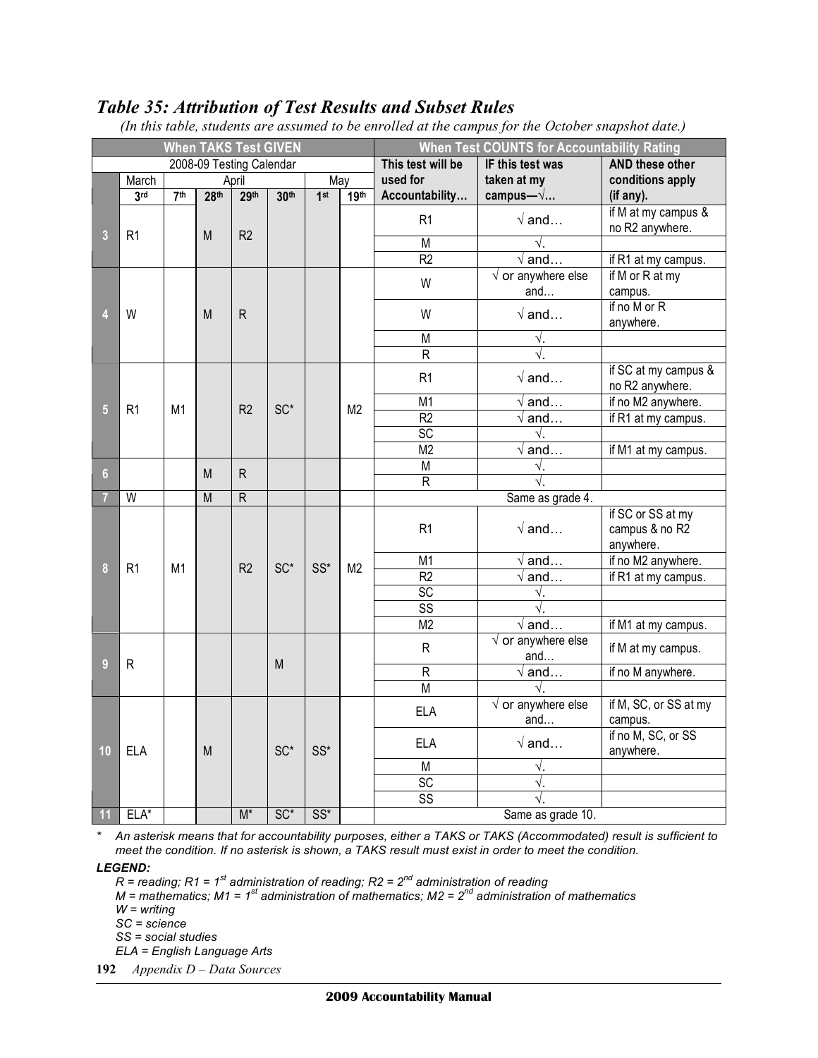## *Table 35: Attribution of Test Results and Subset Rules*

*(In this table, students are assumed to be enrolled at the campus for the October snapshot date.)*

| When TAKS Test GIVEN | | | | | | | | When Test COUNTS for Accountability Rating | | |
|---|---|---|---|---|---|---|---|---|---|---|
| 2008-09 Testing Calendar | | | | | | | | This test will be used for Accountability… | IF this test was taken at my campus—√… | AND these other conditions apply (if any). |
| | March | April | | | | May | | | | |
| | 3rd | 7th | 28th | 29th | 30th | 1st | 19th | | | |
| 3 | R1 | | M | R2 | | | | R1 | √ and… | if M at my campus & no R2 anywhere. |
| | | | | | | | | M | √. | |
| | | | | | | | | R2 | √ and… | if R1 at my campus. |
| 4 | W | | M | R | | | | W | √ or anywhere else and… | if M or R at my campus. |
| | | | | | | | | W | √ and… | if no M or R anywhere. |
| | | | | | | | | M | √. | |
| | | | | | | | | R | √. | |
| 5 | R1 | M1 | | R2 | SC* | | M2 | R1 | √ and… | if SC at my campus & no R2 anywhere. |
| | | | | | | | | M1 | √ and… | if no M2 anywhere. |
| | | | | | | | | R2 | √ and… | if R1 at my campus. |
| | | | | | | | | SC | √. | |
| | | | | | | | | M2 | √ and… | if M1 at my campus. |
| 6 | | | M | R | | | | M | √. | |
| | | | | | | | | R | √. | |
| 7 | W | | M | R | | | | Same as grade 4. | | |
| 8 | R1 | M1 | | R2 | SC* | SS* | M2 | R1 | √ and… | if SC or SS at my campus & no R2 anywhere. |
| | | | | | | | | M1 | √ and… | if no M2 anywhere. |
| | | | | | | | | R2 | √ and… | if R1 at my campus. |
| | | | | | | | | SC | √. | |
| | | | | | | | | SS | √. | |
| | | | | | | | | M2 | √ and… | if M1 at my campus. |
| 9 | R | | | | M | | | R | √ or anywhere else and… | if M at my campus. |
| | | | | | | | | R | √ and… | if no M anywhere. |
| | | | | | | | | M | √. | |
| 10 | ELA | | M | | SC* | SS* | | ELA | √ or anywhere else and… | if M, SC, or SS at my campus. |
| | | | | | | | | ELA | √ and… | if no M, SC, or SS anywhere. |
| | | | | | | | | M | √. | |
| | | | | | | | | SC | √. | |
| | | | | | | | | SS | √. | |
| 11 | ELA* | | | M* | SC* | SS* | | Same as grade 10. | | |

\* *An asterisk means that for accountability purposes, either a TAKS or TAKS (Accommodated) result is sufficient to meet the condition. If no asterisk is shown, a TAKS result must exist in order to meet the condition.*

***LEGEND:***

*R = reading; R1 = 1st administration of reading; R2 = 2nd administration of reading*
*M = mathematics; M1 = 1st administration of mathematics; M2 = 2nd administration of mathematics*
*W = writing*
*SC = science*
*SS = social studies*
*ELA = English Language Arts*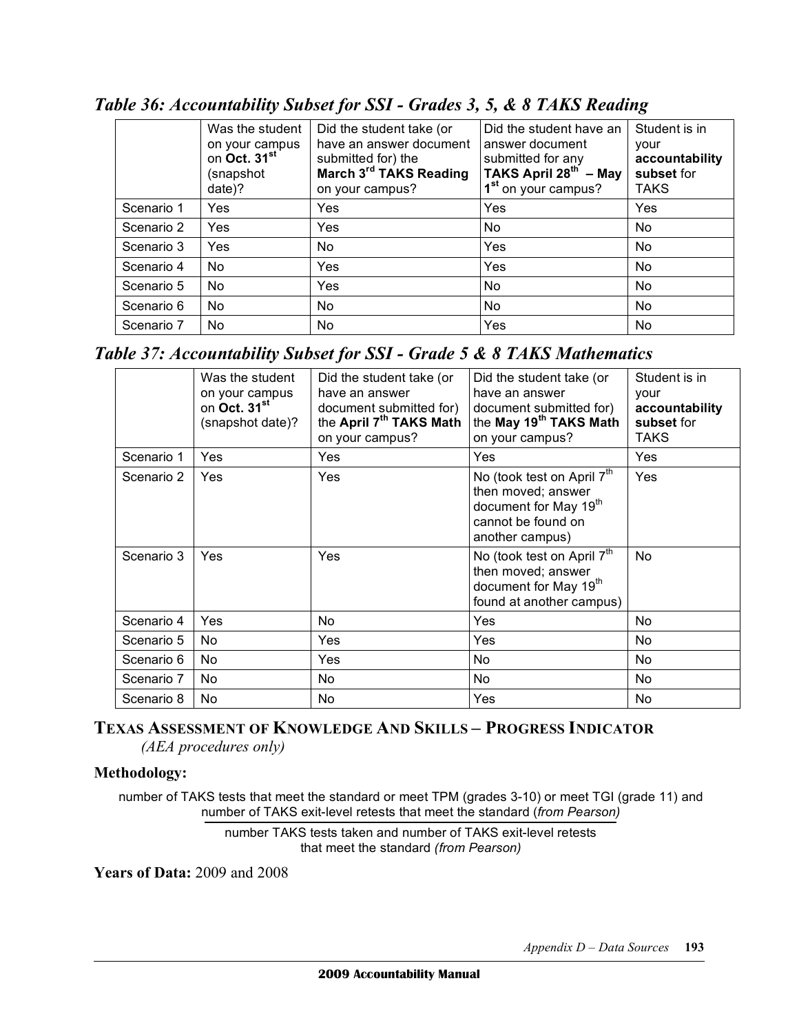### *Table 36: Accountability Subset for SSI - Grades 3, 5, & 8 TAKS Reading*

| | Was the student on your campus on **Oct. 31st** (snapshot date)? | Did the student take (or have an answer document submitted for) the **March 3rd TAKS Reading** on your campus? | Did the student have an answer document submitted for any **TAKS April 28th – May 1st** on your campus? | Student is in your **accountability subset** for TAKS |
|---|---|---|---|---|
| Scenario 1 | Yes | Yes | Yes | Yes |
| Scenario 2 | Yes | Yes | No | No |
| Scenario 3 | Yes | No | Yes | No |
| Scenario 4 | No | Yes | Yes | No |
| Scenario 5 | No | Yes | No | No |
| Scenario 6 | No | No | No | No |
| Scenario 7 | No | No | Yes | No |

### *Table 37: Accountability Subset for SSI - Grade 5 & 8 TAKS Mathematics*

| | Was the student on your campus on **Oct. 31st** (snapshot date)? | Did the student take (or have an answer document submitted for) the **April 7th TAKS Math** on your campus? | Did the student take (or have an answer document submitted for) the **May 19th TAKS Math** on your campus? | Student is in your **accountability subset** for TAKS |
|---|---|---|---|---|
| Scenario 1 | Yes | Yes | Yes | Yes |
| Scenario 2 | Yes | Yes | No (took test on April 7th then moved; answer document for May 19th cannot be found on another campus) | Yes |
| Scenario 3 | Yes | Yes | No (took test on April 7th then moved; answer document for May 19th found at another campus) | No |
| Scenario 4 | Yes | No | Yes | No |
| Scenario 5 | No | Yes | Yes | No |
| Scenario 6 | No | Yes | No | No |
| Scenario 7 | No | No | No | No |
| Scenario 8 | No | No | Yes | No |

## TEXAS ASSESSMENT OF KNOWLEDGE AND SKILLS – PROGRESS INDICATOR

*(AEA procedures only)*

**Methodology:**

$$\frac{\text{number of TAKS tests that meet the standard or meet TPM (grades 3-10) or meet TGI (grade 11) and number of TAKS exit-level retests that meet the standard (from Pearson)}}{\text{number TAKS tests taken and number of TAKS exit-level retests that meet the standard (from Pearson)}}$$

**Years of Data:** 2009 and 2008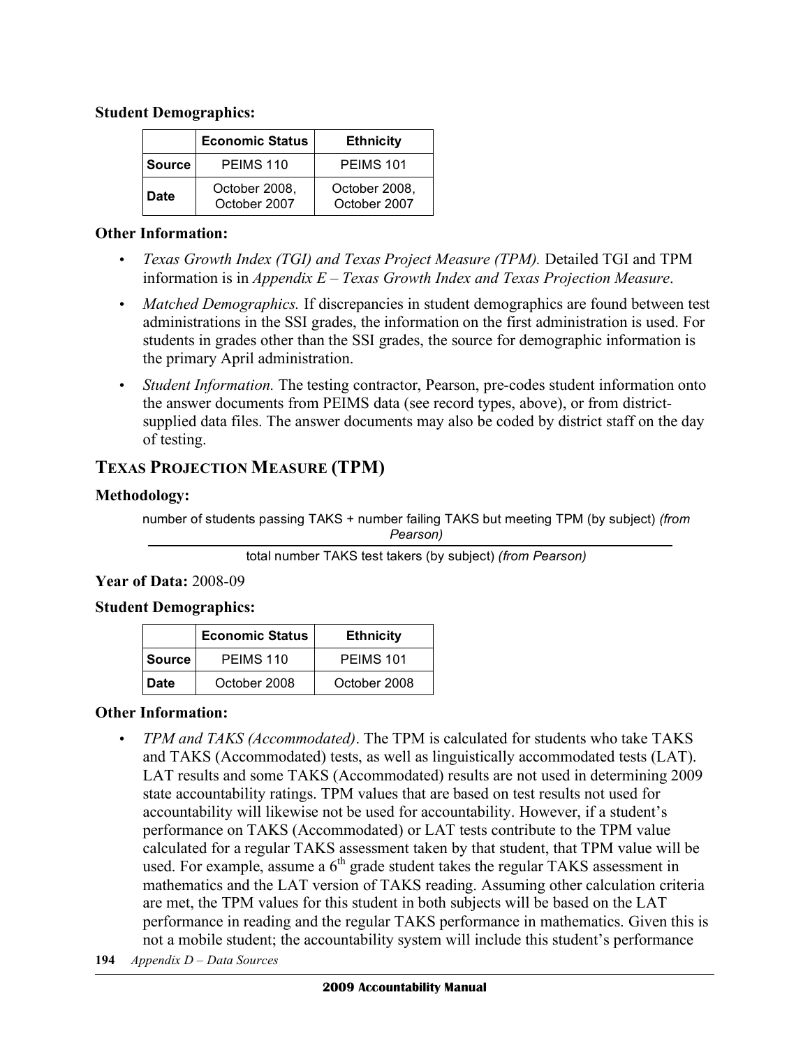**Student Demographics:**

| | Economic Status | Ethnicity |
|---|---|---|
| **Source** | PEIMS 110 | PEIMS 101 |
| **Date** | October 2008, October 2007 | October 2008, October 2007 |

**Other Information:**

- *Texas Growth Index (TGI) and Texas Project Measure (TPM).* Detailed TGI and TPM information is in *Appendix E – Texas Growth Index and Texas Projection Measure*.
- *Matched Demographics.* If discrepancies in student demographics are found between test administrations in the SSI grades, the information on the first administration is used. For students in grades other than the SSI grades, the source for demographic information is the primary April administration.
- *Student Information.* The testing contractor, Pearson, pre-codes student information onto the answer documents from PEIMS data (see record types, above), or from district-supplied data files. The answer documents may also be coded by district staff on the day of testing.

## TEXAS PROJECTION MEASURE (TPM)

**Methodology:**

$$\frac{\text{number of students passing TAKS + number failing TAKS but meeting TPM (by subject) (from Pearson)}}{\text{total number TAKS test takers (by subject) (from Pearson)}}$$

**Year of Data:** 2008-09

**Student Demographics:**

| | Economic Status | Ethnicity |
|---|---|---|
| **Source** | PEIMS 110 | PEIMS 101 |
| **Date** | October 2008 | October 2008 |

**Other Information:**

- *TPM and TAKS (Accommodated)*. The TPM is calculated for students who take TAKS and TAKS (Accommodated) tests, as well as linguistically accommodated tests (LAT). LAT results and some TAKS (Accommodated) results are not used in determining 2009 state accountability ratings. TPM values that are based on test results not used for accountability will likewise not be used for accountability. However, if a student's performance on TAKS (Accommodated) or LAT tests contribute to the TPM value calculated for a regular TAKS assessment taken by that student, that TPM value will be used. For example, assume a 6th grade student takes the regular TAKS assessment in mathematics and the LAT version of TAKS reading. Assuming other calculation criteria are met, the TPM values for this student in both subjects will be based on the LAT performance in reading and the regular TAKS performance in mathematics. Given this is not a mobile student; the accountability system will include this student's performance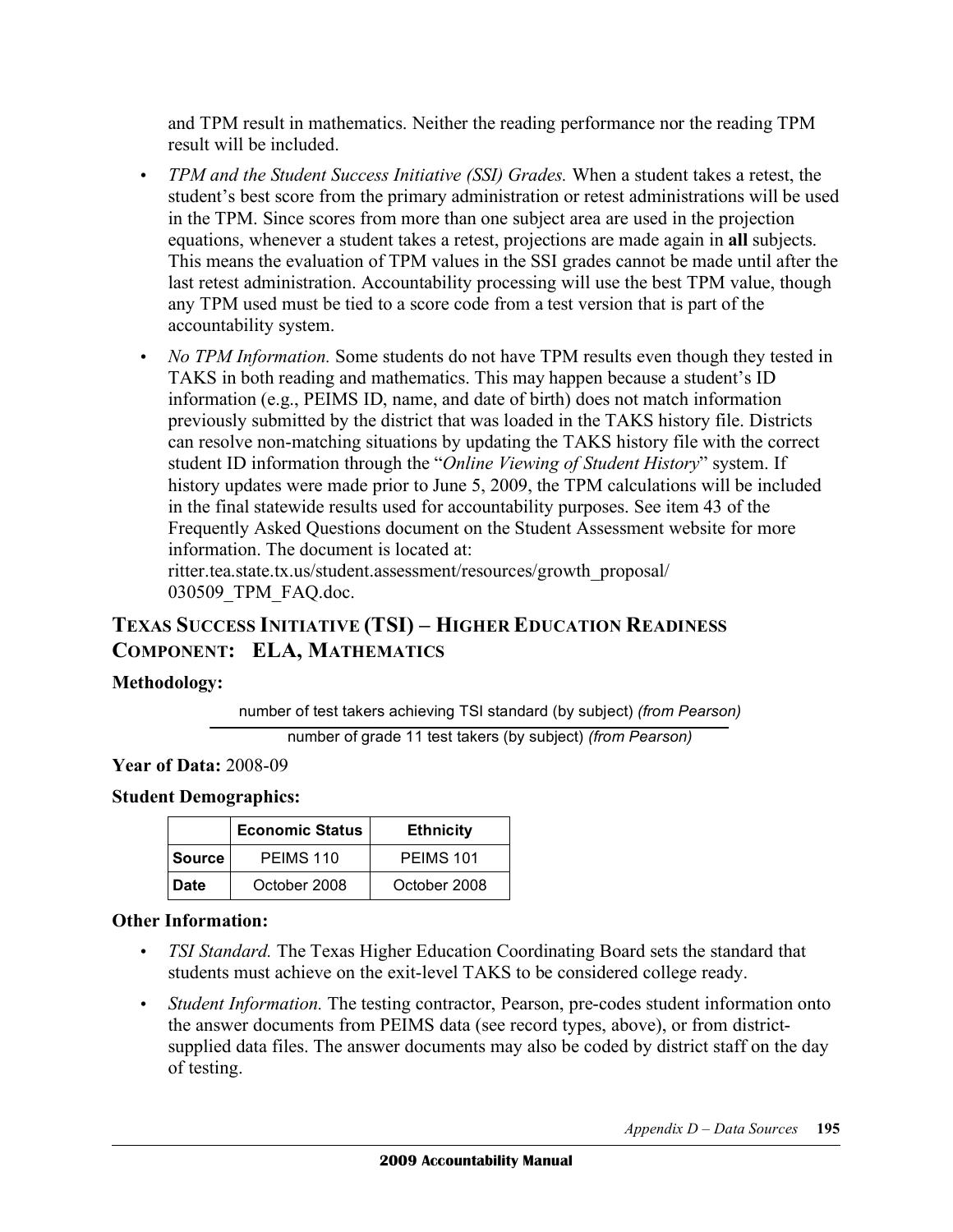and TPM result in mathematics. Neither the reading performance nor the reading TPM result will be included.

- *TPM and the Student Success Initiative (SSI) Grades.* When a student takes a retest, the student's best score from the primary administration or retest administrations will be used in the TPM. Since scores from more than one subject area are used in the projection equations, whenever a student takes a retest, projections are made again in **all** subjects. This means the evaluation of TPM values in the SSI grades cannot be made until after the last retest administration. Accountability processing will use the best TPM value, though any TPM used must be tied to a score code from a test version that is part of the accountability system.
- *No TPM Information.* Some students do not have TPM results even though they tested in TAKS in both reading and mathematics. This may happen because a student's ID information (e.g., PEIMS ID, name, and date of birth) does not match information previously submitted by the district that was loaded in the TAKS history file. Districts can resolve non-matching situations by updating the TAKS history file with the correct student ID information through the "*Online Viewing of Student History*" system. If history updates were made prior to June 5, 2009, the TPM calculations will be included in the final statewide results used for accountability purposes. See item 43 of the Frequently Asked Questions document on the Student Assessment website for more information. The document is located at: ritter.tea.state.tx.us/student.assessment/resources/growth_proposal/030509_TPM_FAQ.doc.

## TEXAS SUCCESS INITIATIVE (TSI) – HIGHER EDUCATION READINESS COMPONENT: ELA, MATHEMATICS

**Methodology:**

$$\frac{\text{number of test takers achieving TSI standard (by subject) } \textit{(from Pearson)}}{\text{number of grade 11 test takers (by subject) } \textit{(from Pearson)}}$$

**Year of Data:** 2008-09

**Student Demographics:**

| | Economic Status | Ethnicity |
|---|---|---|
| **Source** | PEIMS 110 | PEIMS 101 |
| **Date** | October 2008 | October 2008 |

**Other Information:**

- *TSI Standard.* The Texas Higher Education Coordinating Board sets the standard that students must achieve on the exit-level TAKS to be considered college ready.
- *Student Information.* The testing contractor, Pearson, pre-codes student information onto the answer documents from PEIMS data (see record types, above), or from district-supplied data files. The answer documents may also be coded by district staff on the day of testing.